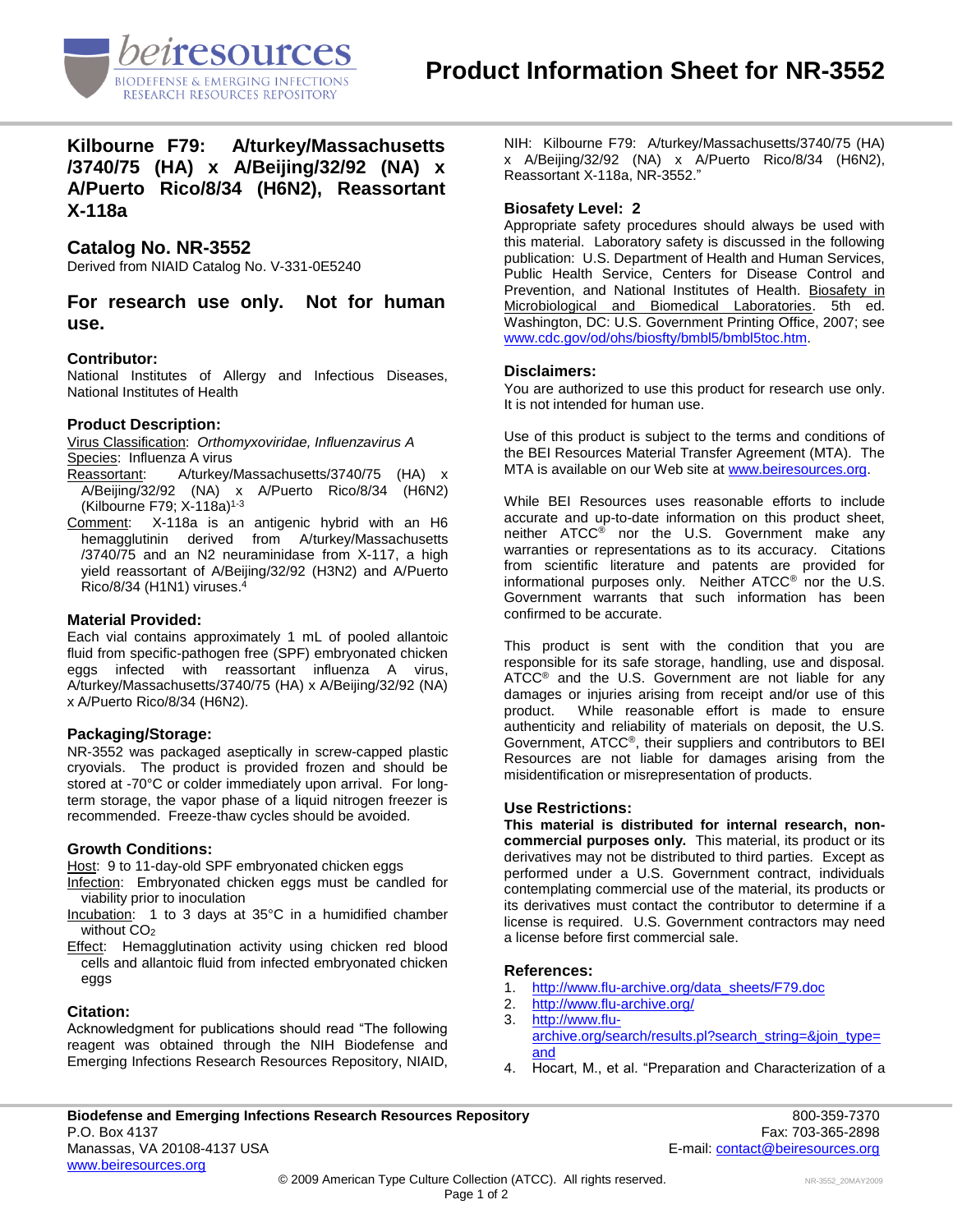# Product Information Sheet for NR-3552

## Kilbourne F79: A/turkey/Massachusetts/3740/75 (HA) x A/Beijing/32/92 (NA) x A/Puerto Rico/8/34 (H6N2), Reassortant X-118a

## Catalog No. NR-3552

Derived from NIAID Catalog No. V-331-0E5240

## For research use only. Not for human use.

### Contributor:

National Institutes of Allergy and Infectious Diseases, National Institutes of Health

### Product Description:

Virus Classification: *Orthomyxoviridae, Influenzavirus A*

Species: Influenza A virus

Reassortant: A/turkey/Massachusetts/3740/75 (HA) x A/Beijing/32/92 (NA) x A/Puerto Rico/8/34 (H6N2) (Kilbourne F79; X-118a)[1-3]

Comment: X-118a is an antigenic hybrid with an H6 hemagglutinin derived from A/turkey/Massachusetts/3740/75 and an N2 neuraminidase from X-117, a high yield reassortant of A/Beijing/32/92 (H3N2) and A/Puerto Rico/8/34 (H1N1) viruses.[4]

### Material Provided:

Each vial contains approximately 1 mL of pooled allantoic fluid from specific-pathogen free (SPF) embryonated chicken eggs infected with reassortant influenza A virus, A/turkey/Massachusetts/3740/75 (HA) x A/Beijing/32/92 (NA) x A/Puerto Rico/8/34 (H6N2).

### Packaging/Storage:

NR-3552 was packaged aseptically in screw-capped plastic cryovials. The product is provided frozen and should be stored at -70°C or colder immediately upon arrival. For long-term storage, the vapor phase of a liquid nitrogen freezer is recommended. Freeze-thaw cycles should be avoided.

### Growth Conditions:

Host: 9 to 11-day-old SPF embryonated chicken eggs

Infection: Embryonated chicken eggs must be candled for viability prior to inoculation

Incubation: 1 to 3 days at 35°C in a humidified chamber without $CO_2$

Effect: Hemagglutination activity using chicken red blood cells and allantoic fluid from infected embryonated chicken eggs

### Citation:

Acknowledgment for publications should read "The following reagent was obtained through the NIH Biodefense and Emerging Infections Research Resources Repository, NIAID, NIH: Kilbourne F79: A/turkey/Massachusetts/3740/75 (HA) x A/Beijing/32/92 (NA) x A/Puerto Rico/8/34 (H6N2), Reassortant X-118a, NR-3552."

### Biosafety Level: 2

Appropriate safety procedures should always be used with this material. Laboratory safety is discussed in the following publication: U.S. Department of Health and Human Services, Public Health Service, Centers for Disease Control and Prevention, and National Institutes of Health. Biosafety in Microbiological and Biomedical Laboratories. 5th ed. Washington, DC: U.S. Government Printing Office, 2007; see www.cdc.gov/od/ohs/biosfty/bmbl5/bmbl5toc.htm.

### Disclaimers:

You are authorized to use this product for research use only. It is not intended for human use.

Use of this product is subject to the terms and conditions of the BEI Resources Material Transfer Agreement (MTA). The MTA is available on our Web site at www.beiresources.org.

While BEI Resources uses reasonable efforts to include accurate and up-to-date information on this product sheet, neither ATCC® nor the U.S. Government make any warranties or representations as to its accuracy. Citations from scientific literature and patents are provided for informational purposes only. Neither ATCC® nor the U.S. Government warrants that such information has been confirmed to be accurate.

This product is sent with the condition that you are responsible for its safe storage, handling, use and disposal. ATCC® and the U.S. Government are not liable for any damages or injuries arising from receipt and/or use of this product. While reasonable effort is made to ensure authenticity and reliability of materials on deposit, the U.S. Government, ATCC®, their suppliers and contributors to BEI Resources are not liable for damages arising from the misidentification or misrepresentation of products.

### Use Restrictions:

**This material is distributed for internal research, non-commercial purposes only.** This material, its product or its derivatives may not be distributed to third parties. Except as performed under a U.S. Government contract, individuals contemplating commercial use of the material, its products or its derivatives must contact the contributor to determine if a license is required. U.S. Government contractors may need a license before first commercial sale.

### References:

1. http://www.flu-archive.org/data_sheets/F79.doc
2. http://www.flu-archive.org/
3. http://www.flu-archive.org/search/results.pl?search_string=&join_type=and
4. Hocart, M., et al. "Preparation and Characterization of a

**Biodefense and Emerging Infections Research Resources Repository**
P.O. Box 4137
Manassas, VA 20108-4137 USA
www.beiresources.org

800-359-7370
Fax: 703-365-2898
E-mail: contact@beiresources.org

© 2009 American Type Culture Collection (ATCC). All rights reserved.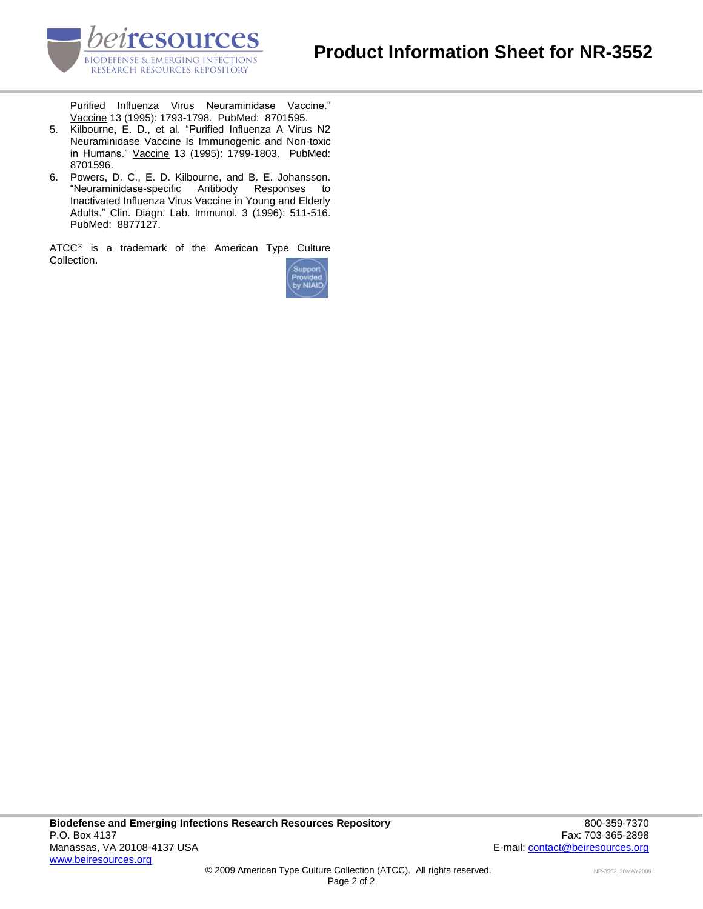Purified Influenza Virus Neuraminidase Vaccine." Vaccine 13 (1995): 1793-1798. PubMed: 8701595.

5. Kilbourne, E. D., et al. "Purified Influenza A Virus N2 Neuraminidase Vaccine Is Immunogenic and Non-toxic in Humans." Vaccine 13 (1995): 1799-1803. PubMed: 8701596.
6. Powers, D. C., E. D. Kilbourne, and B. E. Johansson. "Neuraminidase-specific Antibody Responses to Inactivated Influenza Virus Vaccine in Young and Elderly Adults." Clin. Diagn. Lab. Immunol. 3 (1996): 511-516. PubMed: 8877127.

ATCC® is a trademark of the American Type Culture Collection.

Support Provided by NIAID

**Biodefense and Emerging Infections Research Resources Repository**
P.O. Box 4137
Manassas, VA 20108-4137 USA
www.beiresources.org

800-359-7370
Fax: 703-365-2898
E-mail: contact@beiresources.org

© 2009 American Type Culture Collection (ATCC). All rights reserved.

NR-3552_20MAY2009